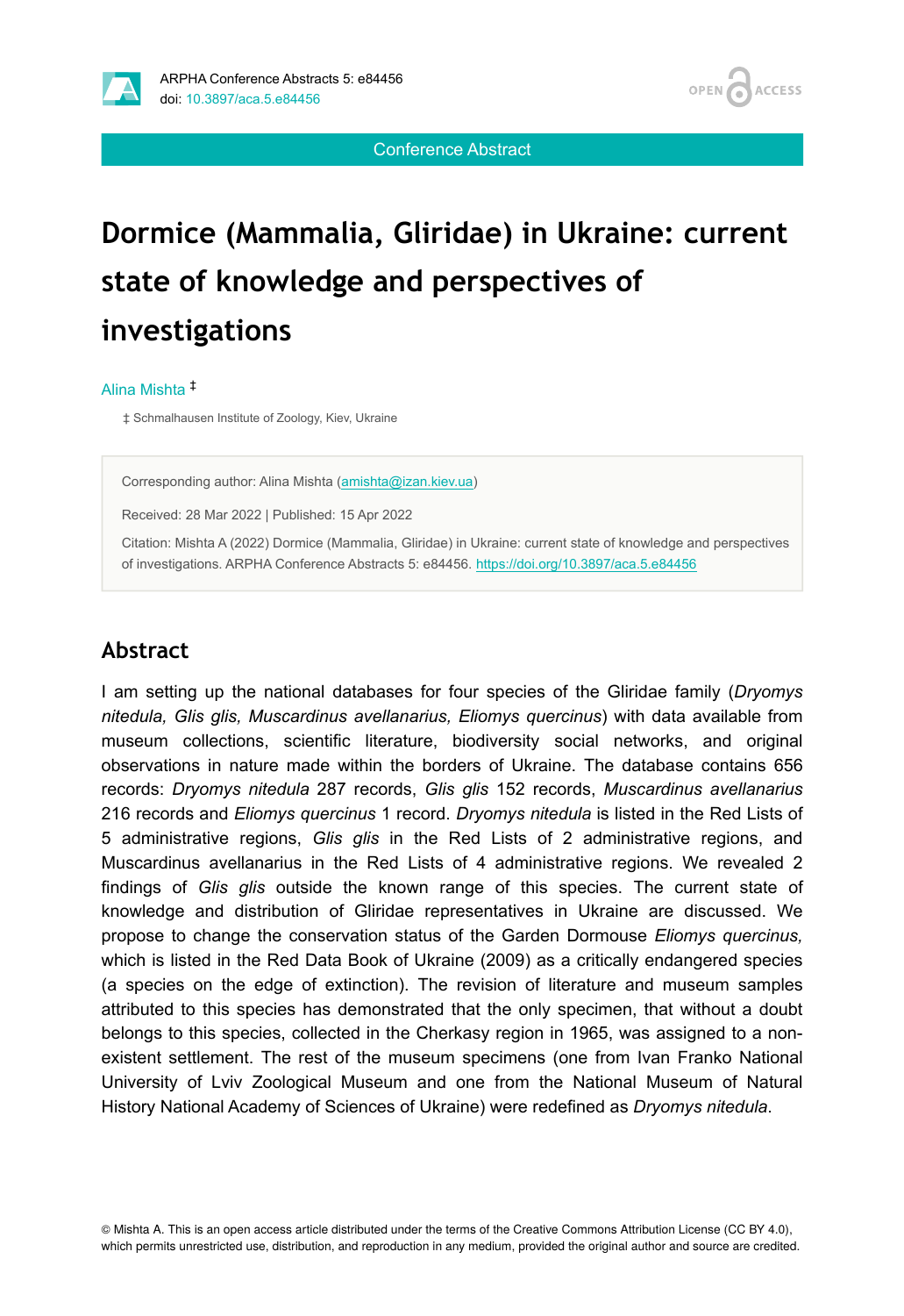Conference Abstract

# Dormice (Mammalia, Gliridae) in Ukraine: current state of knowledge and perspectives of investigations

Alina Mishta [‡]

‡ Schmalhausen Institute of Zoology, Kiev, Ukraine

Corresponding author: Alina Mishta (amishta@izan.kiev.ua)

Received: 28 Mar 2022 | Published: 15 Apr 2022

Citation: Mishta A (2022) Dormice (Mammalia, Gliridae) in Ukraine: current state of knowledge and perspectives of investigations. ARPHA Conference Abstracts 5: e84456. https://doi.org/10.3897/aca.5.e84456

## Abstract

I am setting up the national databases for four species of the Gliridae family (*Dryomys nitedula, Glis glis, Muscardinus avellanarius, Eliomys quercinus*) with data available from museum collections, scientific literature, biodiversity social networks, and original observations in nature made within the borders of Ukraine. The database contains 656 records: *Dryomys nitedula* 287 records, *Glis glis* 152 records, *Muscardinus avellanarius* 216 records and *Eliomys quercinus* 1 record. *Dryomys nitedula* is listed in the Red Lists of 5 administrative regions, *Glis glis* in the Red Lists of 2 administrative regions, and Muscardinus avellanarius in the Red Lists of 4 administrative regions. We revealed 2 findings of *Glis glis* outside the known range of this species. The current state of knowledge and distribution of Gliridae representatives in Ukraine are discussed. We propose to change the conservation status of the Garden Dormouse *Eliomys quercinus,* which is listed in the Red Data Book of Ukraine (2009) as a critically endangered species (a species on the edge of extinction). The revision of literature and museum samples attributed to this species has demonstrated that the only specimen, that without a doubt belongs to this species, collected in the Cherkasy region in 1965, was assigned to a non-existent settlement. The rest of the museum specimens (one from Ivan Franko National University of Lviv Zoological Museum and one from the National Museum of Natural History National Academy of Sciences of Ukraine) were redefined as *Dryomys nitedula*.

© Mishta A. This is an open access article distributed under the terms of the Creative Commons Attribution License (CC BY 4.0), which permits unrestricted use, distribution, and reproduction in any medium, provided the original author and source are credited.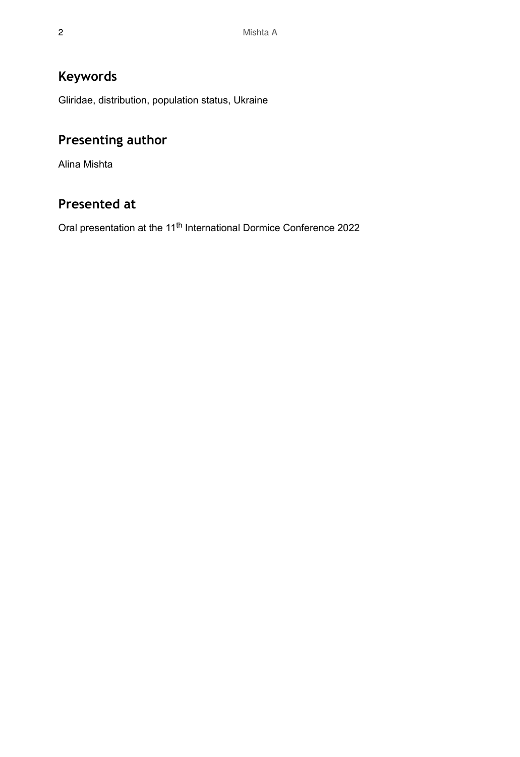## Keywords

Gliridae, distribution, population status, Ukraine

## Presenting author

Alina Mishta

## Presented at

Oral presentation at the 11th International Dormice Conference 2022